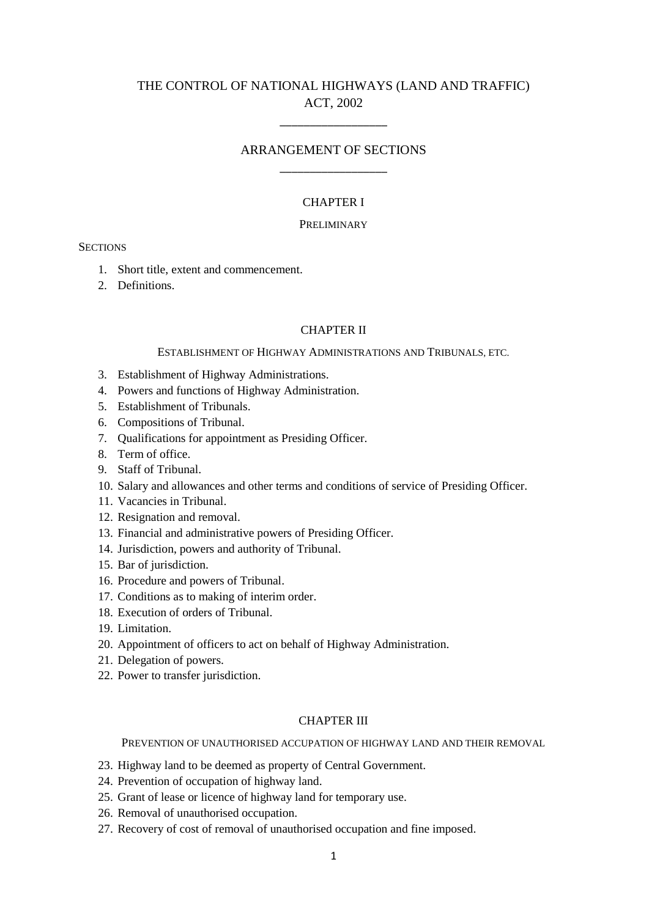# THE CONTROL OF NATIONAL HIGHWAYS (LAND AND TRAFFIC) ACT, 2002

## ARRANGEMENT OF SECTIONS

### CHAPTER I

PRELIMINARY

SECTIONS

1. Short title, extent and commencement.
2. Definitions.

### CHAPTER II

ESTABLISHMENT OF HIGHWAY ADMINISTRATIONS AND TRIBUNALS, ETC.

3. Establishment of Highway Administrations.
4. Powers and functions of Highway Administration.
5. Establishment of Tribunals.
6. Compositions of Tribunal.
7. Qualifications for appointment as Presiding Officer.
8. Term of office.
9. Staff of Tribunal.
10. Salary and allowances and other terms and conditions of service of Presiding Officer.
11. Vacancies in Tribunal.
12. Resignation and removal.
13. Financial and administrative powers of Presiding Officer.
14. Jurisdiction, powers and authority of Tribunal.
15. Bar of jurisdiction.
16. Procedure and powers of Tribunal.
17. Conditions as to making of interim order.
18. Execution of orders of Tribunal.
19. Limitation.
20. Appointment of officers to act on behalf of Highway Administration.
21. Delegation of powers.
22. Power to transfer jurisdiction.

### CHAPTER III

PREVENTION OF UNAUTHORISED ACCUPATION OF HIGHWAY LAND AND THEIR REMOVAL

23. Highway land to be deemed as property of Central Government.
24. Prevention of occupation of highway land.
25. Grant of lease or licence of highway land for temporary use.
26. Removal of unauthorised occupation.
27. Recovery of cost of removal of unauthorised occupation and fine imposed.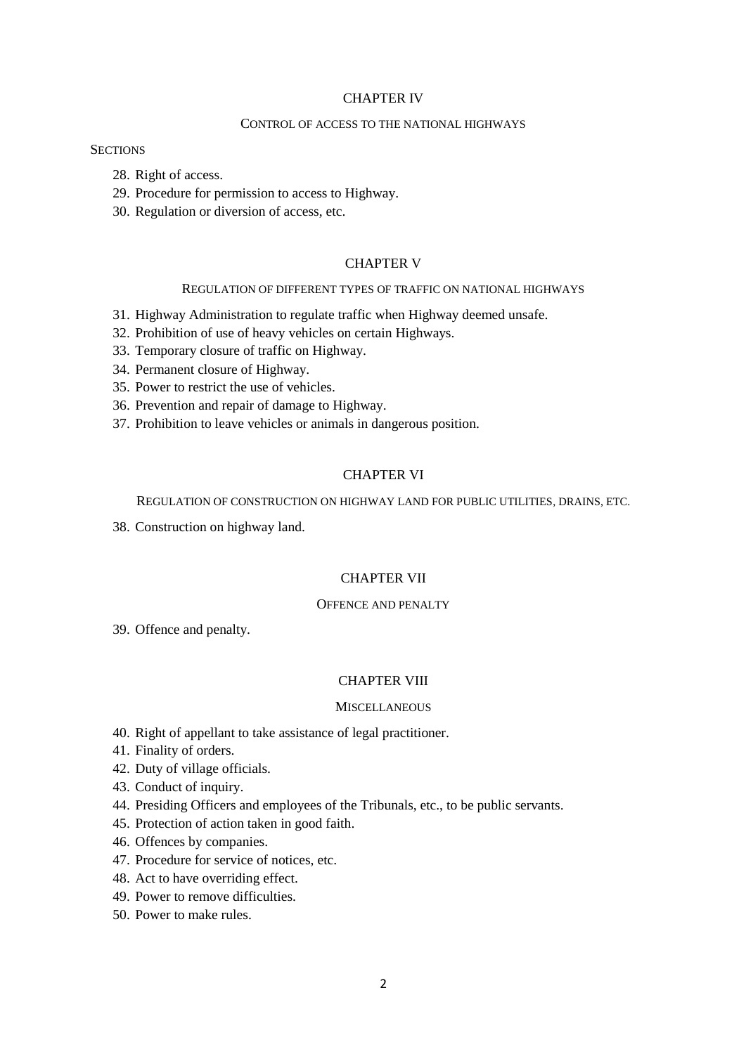## CHAPTER IV

CONTROL OF ACCESS TO THE NATIONAL HIGHWAYS

SECTIONS

28. Right of access.
29. Procedure for permission to access to Highway.
30. Regulation or diversion of access, etc.

## CHAPTER V

REGULATION OF DIFFERENT TYPES OF TRAFFIC ON NATIONAL HIGHWAYS

31. Highway Administration to regulate traffic when Highway deemed unsafe.
32. Prohibition of use of heavy vehicles on certain Highways.
33. Temporary closure of traffic on Highway.
34. Permanent closure of Highway.
35. Power to restrict the use of vehicles.
36. Prevention and repair of damage to Highway.
37. Prohibition to leave vehicles or animals in dangerous position.

## CHAPTER VI

REGULATION OF CONSTRUCTION ON HIGHWAY LAND FOR PUBLIC UTILITIES, DRAINS, ETC.

38. Construction on highway land.

## CHAPTER VII

OFFENCE AND PENALTY

39. Offence and penalty.

## CHAPTER VIII

MISCELLANEOUS

40. Right of appellant to take assistance of legal practitioner.
41. Finality of orders.
42. Duty of village officials.
43. Conduct of inquiry.
44. Presiding Officers and employees of the Tribunals, etc., to be public servants.
45. Protection of action taken in good faith.
46. Offences by companies.
47. Procedure for service of notices, etc.
48. Act to have overriding effect.
49. Power to remove difficulties.
50. Power to make rules.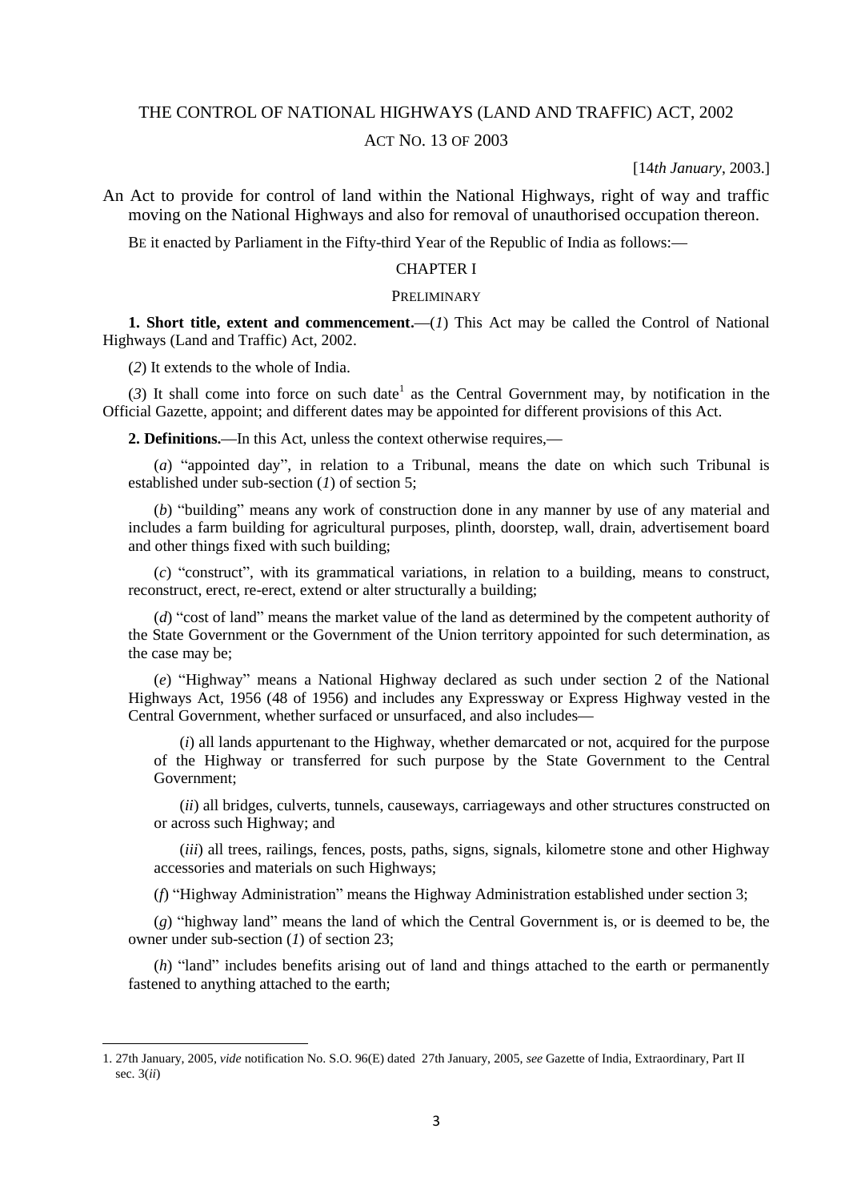# THE CONTROL OF NATIONAL HIGHWAYS (LAND AND TRAFFIC) ACT, 2002

## ACT NO. 13 OF 2003

[14*th January*, 2003.]

An Act to provide for control of land within the National Highways, right of way and traffic moving on the National Highways and also for removal of unauthorised occupation thereon.

BE it enacted by Parliament in the Fifty-third Year of the Republic of India as follows:—

### CHAPTER I

### PRELIMINARY

**1. Short title, extent and commencement.**—(*1*) This Act may be called the Control of National Highways (Land and Traffic) Act, 2002.

(*2*) It extends to the whole of India.

(*3*) It shall come into force on such date[1] as the Central Government may, by notification in the Official Gazette, appoint; and different dates may be appointed for different provisions of this Act.

**2. Definitions.**—In this Act, unless the context otherwise requires,—

(*a*) "appointed day", in relation to a Tribunal, means the date on which such Tribunal is established under sub-section (*1*) of section 5;

(*b*) "building" means any work of construction done in any manner by use of any material and includes a farm building for agricultural purposes, plinth, doorstep, wall, drain, advertisement board and other things fixed with such building;

(*c*) "construct", with its grammatical variations, in relation to a building, means to construct, reconstruct, erect, re-erect, extend or alter structurally a building;

(*d*) "cost of land" means the market value of the land as determined by the competent authority of the State Government or the Government of the Union territory appointed for such determination, as the case may be;

(*e*) "Highway" means a National Highway declared as such under section 2 of the National Highways Act, 1956 (48 of 1956) and includes any Expressway or Express Highway vested in the Central Government, whether surfaced or unsurfaced, and also includes—

(*i*) all lands appurtenant to the Highway, whether demarcated or not, acquired for the purpose of the Highway or transferred for such purpose by the State Government to the Central Government;

(*ii*) all bridges, culverts, tunnels, causeways, carriageways and other structures constructed on or across such Highway; and

(*iii*) all trees, railings, fences, posts, paths, signs, signals, kilometre stone and other Highway accessories and materials on such Highways;

(*f*) "Highway Administration" means the Highway Administration established under section 3;

(*g*) "highway land" means the land of which the Central Government is, or is deemed to be, the owner under sub-section (*1*) of section 23;

(*h*) "land" includes benefits arising out of land and things attached to the earth or permanently fastened to anything attached to the earth;

---

1. 27th January, 2005, *vide* notification No. S.O. 96(E) dated 27th January, 2005, *see* Gazette of India, Extraordinary, Part II sec. 3(*ii*)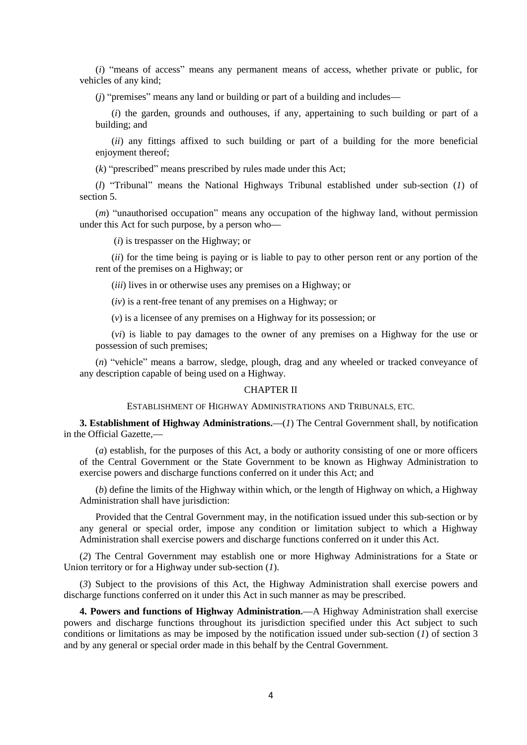(*i*) "means of access" means any permanent means of access, whether private or public, for vehicles of any kind;

(*j*) "premises" means any land or building or part of a building and includes—

(*i*) the garden, grounds and outhouses, if any, appertaining to such building or part of a building; and

(*ii*) any fittings affixed to such building or part of a building for the more beneficial enjoyment thereof;

(*k*) "prescribed" means prescribed by rules made under this Act;

(*l*) "Tribunal" means the National Highways Tribunal established under sub-section (*1*) of section 5.

(*m*) "unauthorised occupation" means any occupation of the highway land, without permission under this Act for such purpose, by a person who—

(*i*) is trespasser on the Highway; or

(*ii*) for the time being is paying or is liable to pay to other person rent or any portion of the rent of the premises on a Highway; or

(*iii*) lives in or otherwise uses any premises on a Highway; or

(*iv*) is a rent-free tenant of any premises on a Highway; or

(*v*) is a licensee of any premises on a Highway for its possession; or

(*vi*) is liable to pay damages to the owner of any premises on a Highway for the use or possession of such premises;

(*n*) "vehicle" means a barrow, sledge, plough, drag and any wheeled or tracked conveyance of any description capable of being used on a Highway.

## CHAPTER II

### ESTABLISHMENT OF HIGHWAY ADMINISTRATIONS AND TRIBUNALS, ETC.

**3. Establishment of Highway Administrations.**—(*1*) The Central Government shall, by notification in the Official Gazette,—

(*a*) establish, for the purposes of this Act, a body or authority consisting of one or more officers of the Central Government or the State Government to be known as Highway Administration to exercise powers and discharge functions conferred on it under this Act; and

(*b*) define the limits of the Highway within which, or the length of Highway on which, a Highway Administration shall have jurisdiction:

Provided that the Central Government may, in the notification issued under this sub-section or by any general or special order, impose any condition or limitation subject to which a Highway Administration shall exercise powers and discharge functions conferred on it under this Act.

(*2*) The Central Government may establish one or more Highway Administrations for a State or Union territory or for a Highway under sub-section (*1*).

(*3*) Subject to the provisions of this Act, the Highway Administration shall exercise powers and discharge functions conferred on it under this Act in such manner as may be prescribed.

**4. Powers and functions of Highway Administration.**—A Highway Administration shall exercise powers and discharge functions throughout its jurisdiction specified under this Act subject to such conditions or limitations as may be imposed by the notification issued under sub-section (*1*) of section 3 and by any general or special order made in this behalf by the Central Government.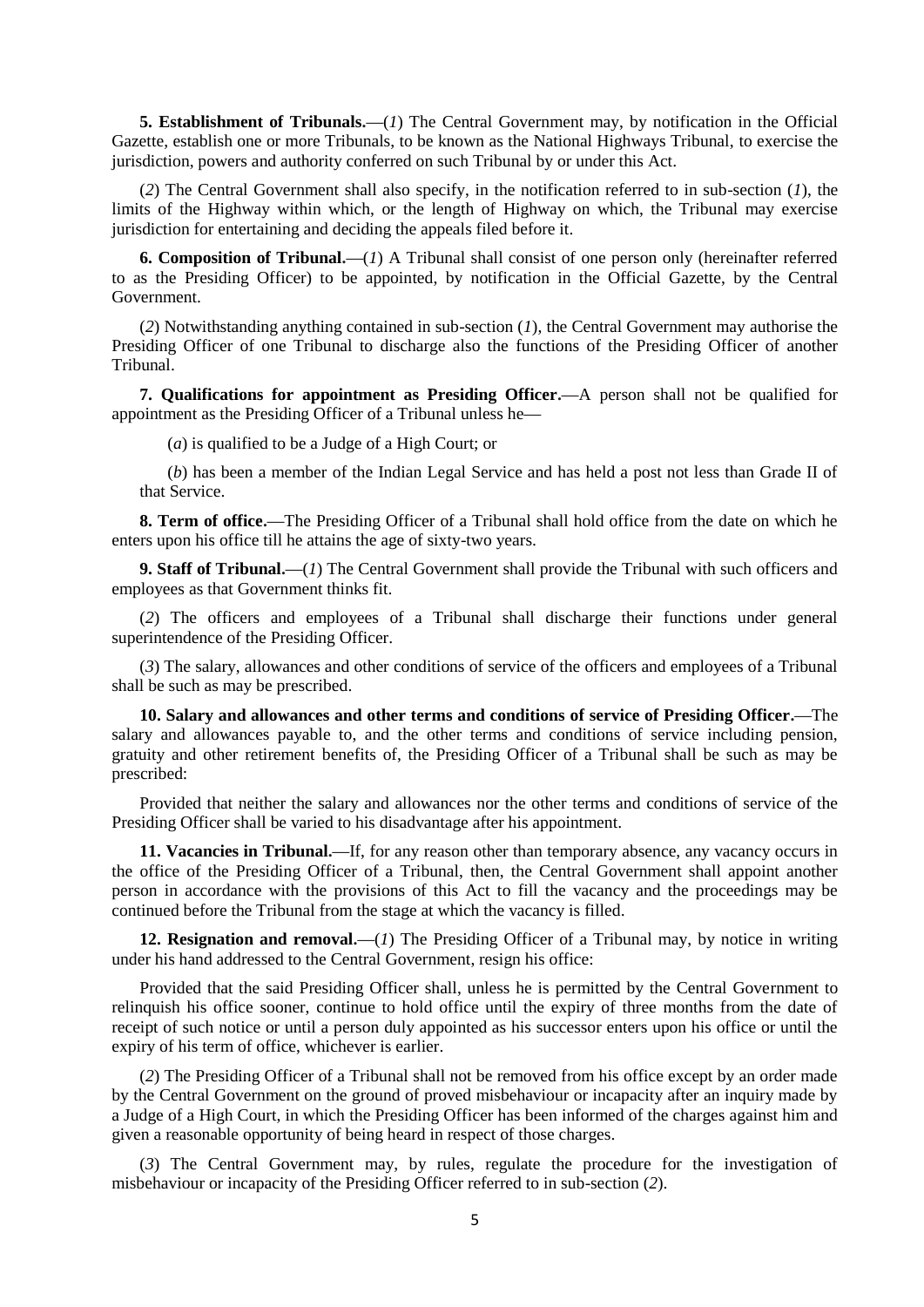**5. Establishment of Tribunals.**—(*1*) The Central Government may, by notification in the Official Gazette, establish one or more Tribunals, to be known as the National Highways Tribunal, to exercise the jurisdiction, powers and authority conferred on such Tribunal by or under this Act.

(*2*) The Central Government shall also specify, in the notification referred to in sub-section (*1*), the limits of the Highway within which, or the length of Highway on which, the Tribunal may exercise jurisdiction for entertaining and deciding the appeals filed before it.

**6. Composition of Tribunal.**—(*1*) A Tribunal shall consist of one person only (hereinafter referred to as the Presiding Officer) to be appointed, by notification in the Official Gazette, by the Central Government.

(*2*) Notwithstanding anything contained in sub-section (*1*), the Central Government may authorise the Presiding Officer of one Tribunal to discharge also the functions of the Presiding Officer of another Tribunal.

**7. Qualifications for appointment as Presiding Officer.**—A person shall not be qualified for appointment as the Presiding Officer of a Tribunal unless he—

(*a*) is qualified to be a Judge of a High Court; or

(*b*) has been a member of the Indian Legal Service and has held a post not less than Grade II of that Service.

**8. Term of office.**—The Presiding Officer of a Tribunal shall hold office from the date on which he enters upon his office till he attains the age of sixty-two years.

**9. Staff of Tribunal.**—(*1*) The Central Government shall provide the Tribunal with such officers and employees as that Government thinks fit.

(*2*) The officers and employees of a Tribunal shall discharge their functions under general superintendence of the Presiding Officer.

(*3*) The salary, allowances and other conditions of service of the officers and employees of a Tribunal shall be such as may be prescribed.

**10. Salary and allowances and other terms and conditions of service of Presiding Officer.**—The salary and allowances payable to, and the other terms and conditions of service including pension, gratuity and other retirement benefits of, the Presiding Officer of a Tribunal shall be such as may be prescribed:

Provided that neither the salary and allowances nor the other terms and conditions of service of the Presiding Officer shall be varied to his disadvantage after his appointment.

**11. Vacancies in Tribunal.**—If, for any reason other than temporary absence, any vacancy occurs in the office of the Presiding Officer of a Tribunal, then, the Central Government shall appoint another person in accordance with the provisions of this Act to fill the vacancy and the proceedings may be continued before the Tribunal from the stage at which the vacancy is filled.

**12. Resignation and removal.**—(*1*) The Presiding Officer of a Tribunal may, by notice in writing under his hand addressed to the Central Government, resign his office:

Provided that the said Presiding Officer shall, unless he is permitted by the Central Government to relinquish his office sooner, continue to hold office until the expiry of three months from the date of receipt of such notice or until a person duly appointed as his successor enters upon his office or until the expiry of his term of office, whichever is earlier.

(*2*) The Presiding Officer of a Tribunal shall not be removed from his office except by an order made by the Central Government on the ground of proved misbehaviour or incapacity after an inquiry made by a Judge of a High Court, in which the Presiding Officer has been informed of the charges against him and given a reasonable opportunity of being heard in respect of those charges.

(*3*) The Central Government may, by rules, regulate the procedure for the investigation of misbehaviour or incapacity of the Presiding Officer referred to in sub-section (*2*).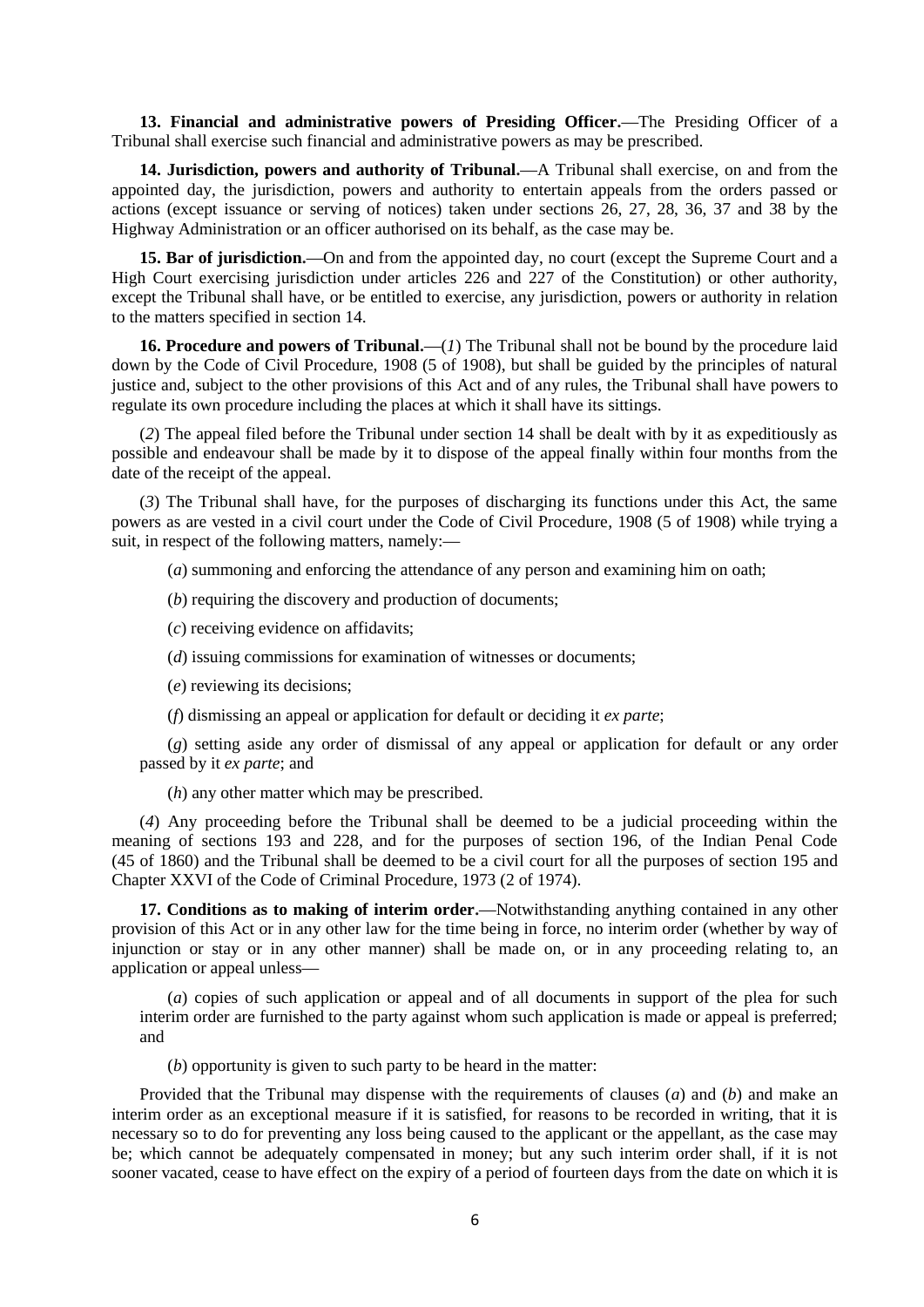**13. Financial and administrative powers of Presiding Officer.**—The Presiding Officer of a Tribunal shall exercise such financial and administrative powers as may be prescribed.

**14. Jurisdiction, powers and authority of Tribunal.**—A Tribunal shall exercise, on and from the appointed day, the jurisdiction, powers and authority to entertain appeals from the orders passed or actions (except issuance or serving of notices) taken under sections 26, 27, 28, 36, 37 and 38 by the Highway Administration or an officer authorised on its behalf, as the case may be.

**15. Bar of jurisdiction.**—On and from the appointed day, no court (except the Supreme Court and a High Court exercising jurisdiction under articles 226 and 227 of the Constitution) or other authority, except the Tribunal shall have, or be entitled to exercise, any jurisdiction, powers or authority in relation to the matters specified in section 14.

**16. Procedure and powers of Tribunal.**—(*1*) The Tribunal shall not be bound by the procedure laid down by the Code of Civil Procedure, 1908 (5 of 1908), but shall be guided by the principles of natural justice and, subject to the other provisions of this Act and of any rules, the Tribunal shall have powers to regulate its own procedure including the places at which it shall have its sittings.

(*2*) The appeal filed before the Tribunal under section 14 shall be dealt with by it as expeditiously as possible and endeavour shall be made by it to dispose of the appeal finally within four months from the date of the receipt of the appeal.

(*3*) The Tribunal shall have, for the purposes of discharging its functions under this Act, the same powers as are vested in a civil court under the Code of Civil Procedure, 1908 (5 of 1908) while trying a suit, in respect of the following matters, namely:—

(*a*) summoning and enforcing the attendance of any person and examining him on oath;

(*b*) requiring the discovery and production of documents;

(*c*) receiving evidence on affidavits;

(*d*) issuing commissions for examination of witnesses or documents;

(*e*) reviewing its decisions;

(*f*) dismissing an appeal or application for default or deciding it *ex parte*;

(*g*) setting aside any order of dismissal of any appeal or application for default or any order passed by it *ex parte*; and

(*h*) any other matter which may be prescribed.

(*4*) Any proceeding before the Tribunal shall be deemed to be a judicial proceeding within the meaning of sections 193 and 228, and for the purposes of section 196, of the Indian Penal Code (45 of 1860) and the Tribunal shall be deemed to be a civil court for all the purposes of section 195 and Chapter XXVI of the Code of Criminal Procedure, 1973 (2 of 1974).

**17. Conditions as to making of interim order.**—Notwithstanding anything contained in any other provision of this Act or in any other law for the time being in force, no interim order (whether by way of injunction or stay or in any other manner) shall be made on, or in any proceeding relating to, an application or appeal unless—

(*a*) copies of such application or appeal and of all documents in support of the plea for such interim order are furnished to the party against whom such application is made or appeal is preferred; and

(*b*) opportunity is given to such party to be heard in the matter:

Provided that the Tribunal may dispense with the requirements of clauses (*a*) and (*b*) and make an interim order as an exceptional measure if it is satisfied, for reasons to be recorded in writing, that it is necessary so to do for preventing any loss being caused to the applicant or the appellant, as the case may be; which cannot be adequately compensated in money; but any such interim order shall, if it is not sooner vacated, cease to have effect on the expiry of a period of fourteen days from the date on which it is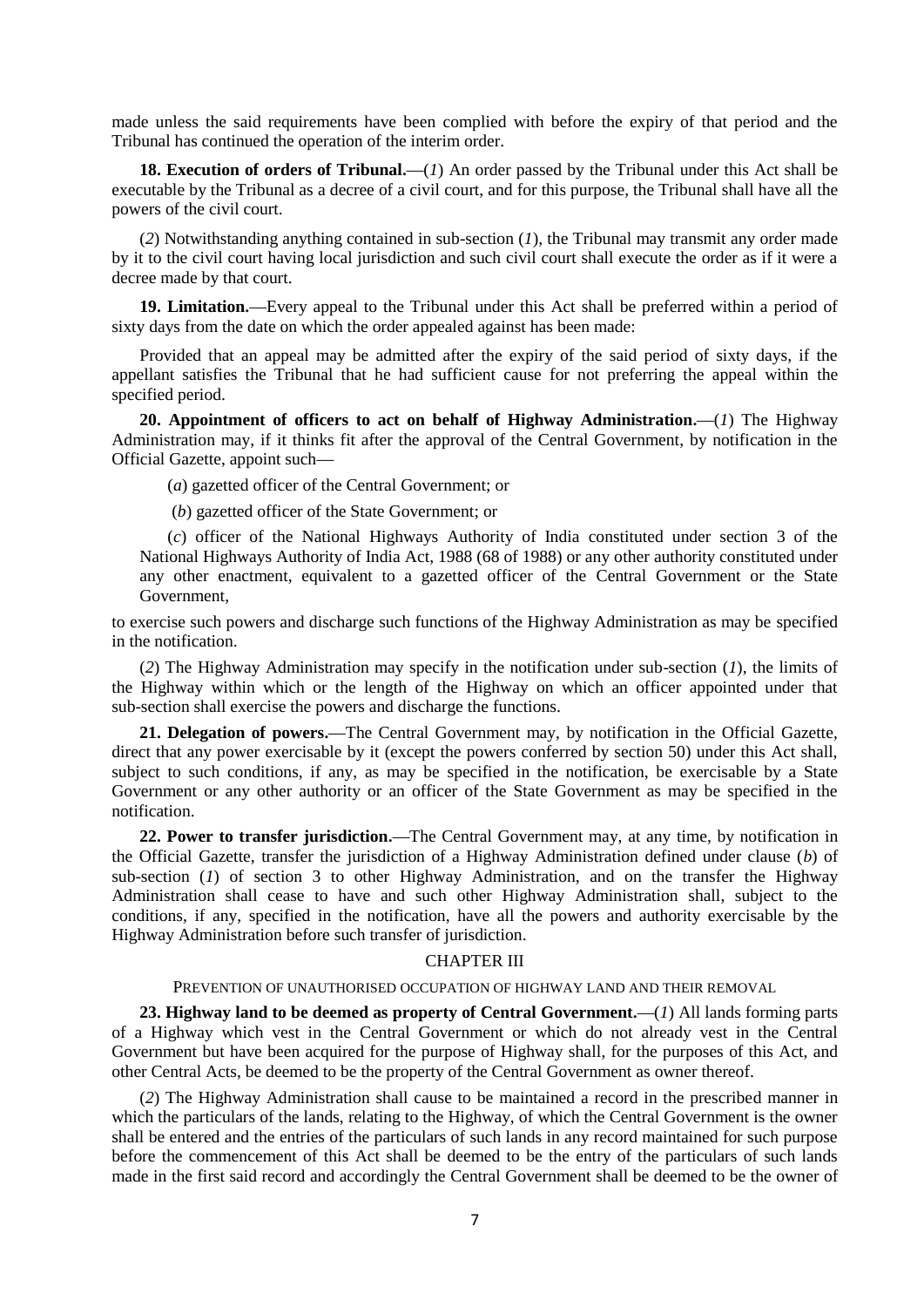made unless the said requirements have been complied with before the expiry of that period and the Tribunal has continued the operation of the interim order.

**18. Execution of orders of Tribunal.**—(*1*) An order passed by the Tribunal under this Act shall be executable by the Tribunal as a decree of a civil court, and for this purpose, the Tribunal shall have all the powers of the civil court.

(*2*) Notwithstanding anything contained in sub-section (*1*), the Tribunal may transmit any order made by it to the civil court having local jurisdiction and such civil court shall execute the order as if it were a decree made by that court.

**19. Limitation.**—Every appeal to the Tribunal under this Act shall be preferred within a period of sixty days from the date on which the order appealed against has been made:

Provided that an appeal may be admitted after the expiry of the said period of sixty days, if the appellant satisfies the Tribunal that he had sufficient cause for not preferring the appeal within the specified period.

**20. Appointment of officers to act on behalf of Highway Administration.**—(*1*) The Highway Administration may, if it thinks fit after the approval of the Central Government, by notification in the Official Gazette, appoint such—

(*a*) gazetted officer of the Central Government; or

(*b*) gazetted officer of the State Government; or

(*c*) officer of the National Highways Authority of India constituted under section 3 of the National Highways Authority of India Act, 1988 (68 of 1988) or any other authority constituted under any other enactment, equivalent to a gazetted officer of the Central Government or the State Government,

to exercise such powers and discharge such functions of the Highway Administration as may be specified in the notification.

(*2*) The Highway Administration may specify in the notification under sub-section (*1*), the limits of the Highway within which or the length of the Highway on which an officer appointed under that sub-section shall exercise the powers and discharge the functions.

**21. Delegation of powers.**—The Central Government may, by notification in the Official Gazette, direct that any power exercisable by it (except the powers conferred by section 50) under this Act shall, subject to such conditions, if any, as may be specified in the notification, be exercisable by a State Government or any other authority or an officer of the State Government as may be specified in the notification.

**22. Power to transfer jurisdiction.**—The Central Government may, at any time, by notification in the Official Gazette, transfer the jurisdiction of a Highway Administration defined under clause (*b*) of sub-section (*1*) of section 3 to other Highway Administration, and on the transfer the Highway Administration shall cease to have and such other Highway Administration shall, subject to the conditions, if any, specified in the notification, have all the powers and authority exercisable by the Highway Administration before such transfer of jurisdiction.

## CHAPTER III

### PREVENTION OF UNAUTHORISED OCCUPATION OF HIGHWAY LAND AND THEIR REMOVAL

**23. Highway land to be deemed as property of Central Government.**—(*1*) All lands forming parts of a Highway which vest in the Central Government or which do not already vest in the Central Government but have been acquired for the purpose of Highway shall, for the purposes of this Act, and other Central Acts, be deemed to be the property of the Central Government as owner thereof.

(*2*) The Highway Administration shall cause to be maintained a record in the prescribed manner in which the particulars of the lands, relating to the Highway, of which the Central Government is the owner shall be entered and the entries of the particulars of such lands in any record maintained for such purpose before the commencement of this Act shall be deemed to be the entry of the particulars of such lands made in the first said record and accordingly the Central Government shall be deemed to be the owner of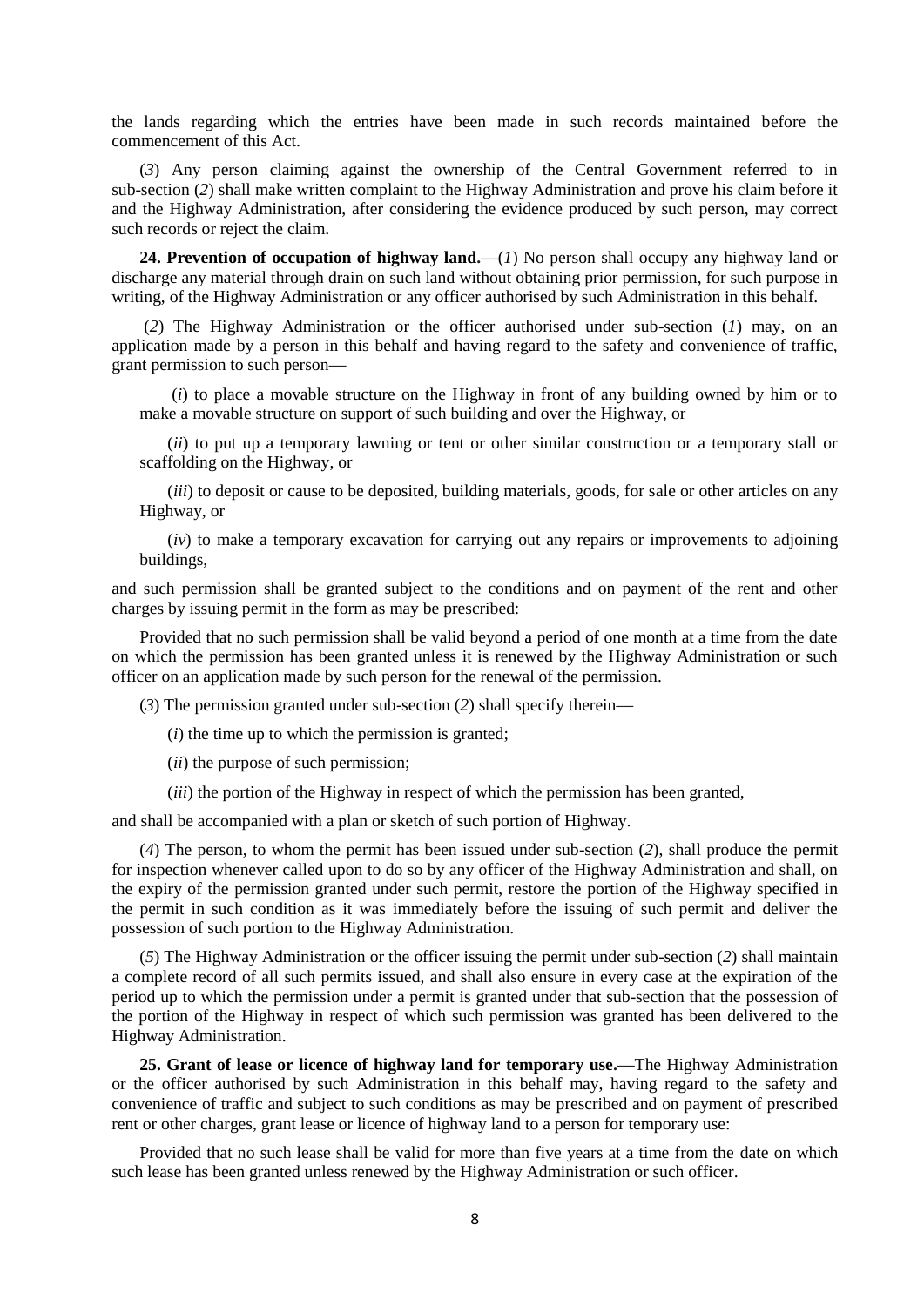the lands regarding which the entries have been made in such records maintained before the commencement of this Act.

(*3*) Any person claiming against the ownership of the Central Government referred to in sub-section (*2*) shall make written complaint to the Highway Administration and prove his claim before it and the Highway Administration, after considering the evidence produced by such person, may correct such records or reject the claim.

**24. Prevention of occupation of highway land.**—(*1*) No person shall occupy any highway land or discharge any material through drain on such land without obtaining prior permission, for such purpose in writing, of the Highway Administration or any officer authorised by such Administration in this behalf.

(*2*) The Highway Administration or the officer authorised under sub-section (*1*) may, on an application made by a person in this behalf and having regard to the safety and convenience of traffic, grant permission to such person—

(*i*) to place a movable structure on the Highway in front of any building owned by him or to make a movable structure on support of such building and over the Highway, or

(*ii*) to put up a temporary lawning or tent or other similar construction or a temporary stall or scaffolding on the Highway, or

(*iii*) to deposit or cause to be deposited, building materials, goods, for sale or other articles on any Highway, or

(*iv*) to make a temporary excavation for carrying out any repairs or improvements to adjoining buildings,

and such permission shall be granted subject to the conditions and on payment of the rent and other charges by issuing permit in the form as may be prescribed:

Provided that no such permission shall be valid beyond a period of one month at a time from the date on which the permission has been granted unless it is renewed by the Highway Administration or such officer on an application made by such person for the renewal of the permission.

(*3*) The permission granted under sub-section (*2*) shall specify therein—

(*i*) the time up to which the permission is granted;

(*ii*) the purpose of such permission;

(*iii*) the portion of the Highway in respect of which the permission has been granted,

and shall be accompanied with a plan or sketch of such portion of Highway.

(*4*) The person, to whom the permit has been issued under sub-section (*2*), shall produce the permit for inspection whenever called upon to do so by any officer of the Highway Administration and shall, on the expiry of the permission granted under such permit, restore the portion of the Highway specified in the permit in such condition as it was immediately before the issuing of such permit and deliver the possession of such portion to the Highway Administration.

(*5*) The Highway Administration or the officer issuing the permit under sub-section (*2*) shall maintain a complete record of all such permits issued, and shall also ensure in every case at the expiration of the period up to which the permission under a permit is granted under that sub-section that the possession of the portion of the Highway in respect of which such permission was granted has been delivered to the Highway Administration.

**25. Grant of lease or licence of highway land for temporary use.**—The Highway Administration or the officer authorised by such Administration in this behalf may, having regard to the safety and convenience of traffic and subject to such conditions as may be prescribed and on payment of prescribed rent or other charges, grant lease or licence of highway land to a person for temporary use:

Provided that no such lease shall be valid for more than five years at a time from the date on which such lease has been granted unless renewed by the Highway Administration or such officer.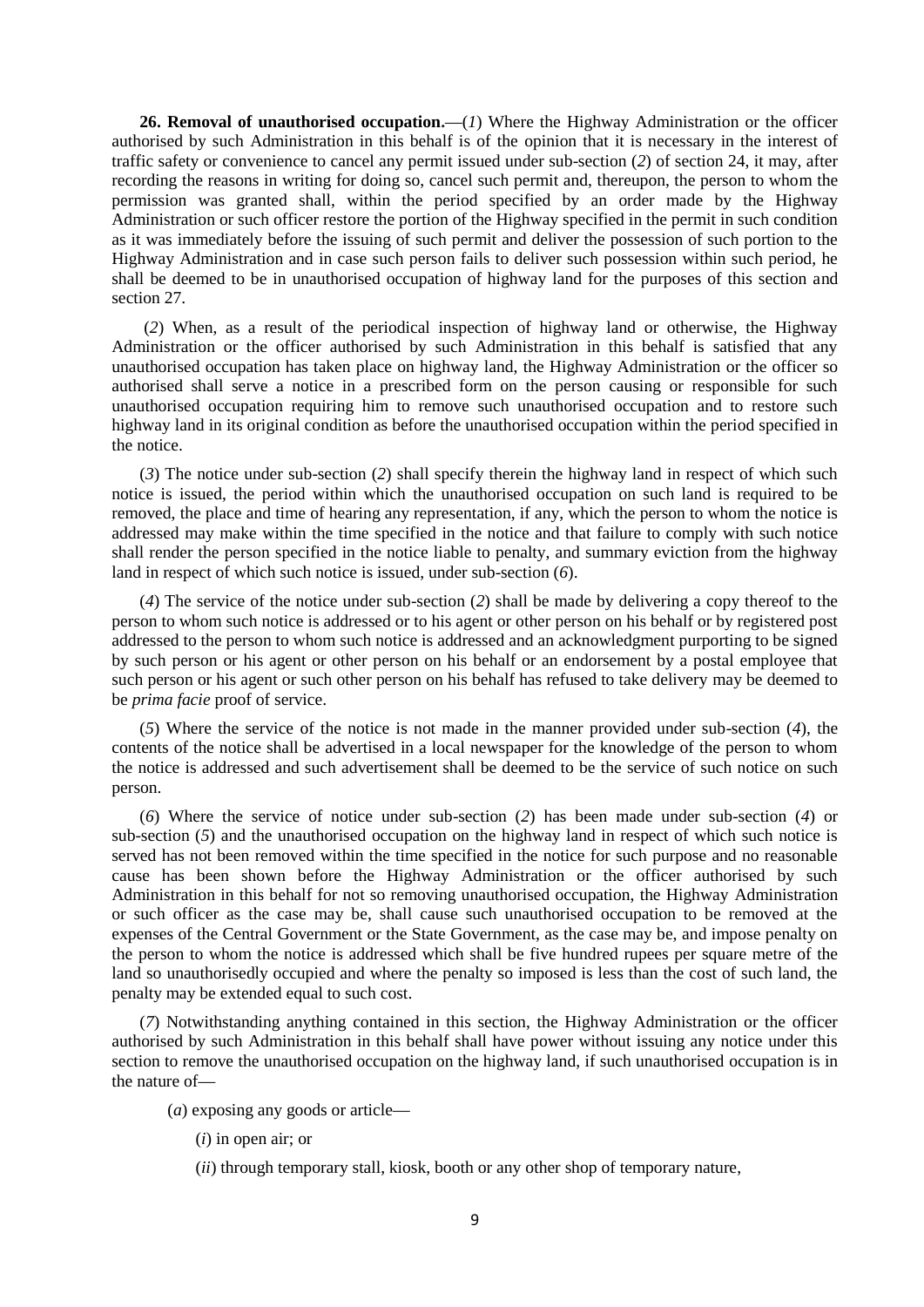**26. Removal of unauthorised occupation.**—(*1*) Where the Highway Administration or the officer authorised by such Administration in this behalf is of the opinion that it is necessary in the interest of traffic safety or convenience to cancel any permit issued under sub-section (*2*) of section 24, it may, after recording the reasons in writing for doing so, cancel such permit and, thereupon, the person to whom the permission was granted shall, within the period specified by an order made by the Highway Administration or such officer restore the portion of the Highway specified in the permit in such condition as it was immediately before the issuing of such permit and deliver the possession of such portion to the Highway Administration and in case such person fails to deliver such possession within such period, he shall be deemed to be in unauthorised occupation of highway land for the purposes of this section and section 27.

(*2*) When, as a result of the periodical inspection of highway land or otherwise, the Highway Administration or the officer authorised by such Administration in this behalf is satisfied that any unauthorised occupation has taken place on highway land, the Highway Administration or the officer so authorised shall serve a notice in a prescribed form on the person causing or responsible for such unauthorised occupation requiring him to remove such unauthorised occupation and to restore such highway land in its original condition as before the unauthorised occupation within the period specified in the notice.

(*3*) The notice under sub-section (*2*) shall specify therein the highway land in respect of which such notice is issued, the period within which the unauthorised occupation on such land is required to be removed, the place and time of hearing any representation, if any, which the person to whom the notice is addressed may make within the time specified in the notice and that failure to comply with such notice shall render the person specified in the notice liable to penalty, and summary eviction from the highway land in respect of which such notice is issued, under sub-section (*6*).

(*4*) The service of the notice under sub-section (*2*) shall be made by delivering a copy thereof to the person to whom such notice is addressed or to his agent or other person on his behalf or by registered post addressed to the person to whom such notice is addressed and an acknowledgment purporting to be signed by such person or his agent or other person on his behalf or an endorsement by a postal employee that such person or his agent or such other person on his behalf has refused to take delivery may be deemed to be *prima facie* proof of service.

(*5*) Where the service of the notice is not made in the manner provided under sub-section (*4*), the contents of the notice shall be advertised in a local newspaper for the knowledge of the person to whom the notice is addressed and such advertisement shall be deemed to be the service of such notice on such person.

(*6*) Where the service of notice under sub-section (*2*) has been made under sub-section (*4*) or sub-section (*5*) and the unauthorised occupation on the highway land in respect of which such notice is served has not been removed within the time specified in the notice for such purpose and no reasonable cause has been shown before the Highway Administration or the officer authorised by such Administration in this behalf for not so removing unauthorised occupation, the Highway Administration or such officer as the case may be, shall cause such unauthorised occupation to be removed at the expenses of the Central Government or the State Government, as the case may be, and impose penalty on the person to whom the notice is addressed which shall be five hundred rupees per square metre of the land so unauthorisedly occupied and where the penalty so imposed is less than the cost of such land, the penalty may be extended equal to such cost.

(*7*) Notwithstanding anything contained in this section, the Highway Administration or the officer authorised by such Administration in this behalf shall have power without issuing any notice under this section to remove the unauthorised occupation on the highway land, if such unauthorised occupation is in the nature of—

(*a*) exposing any goods or article—

(*i*) in open air; or

(*ii*) through temporary stall, kiosk, booth or any other shop of temporary nature,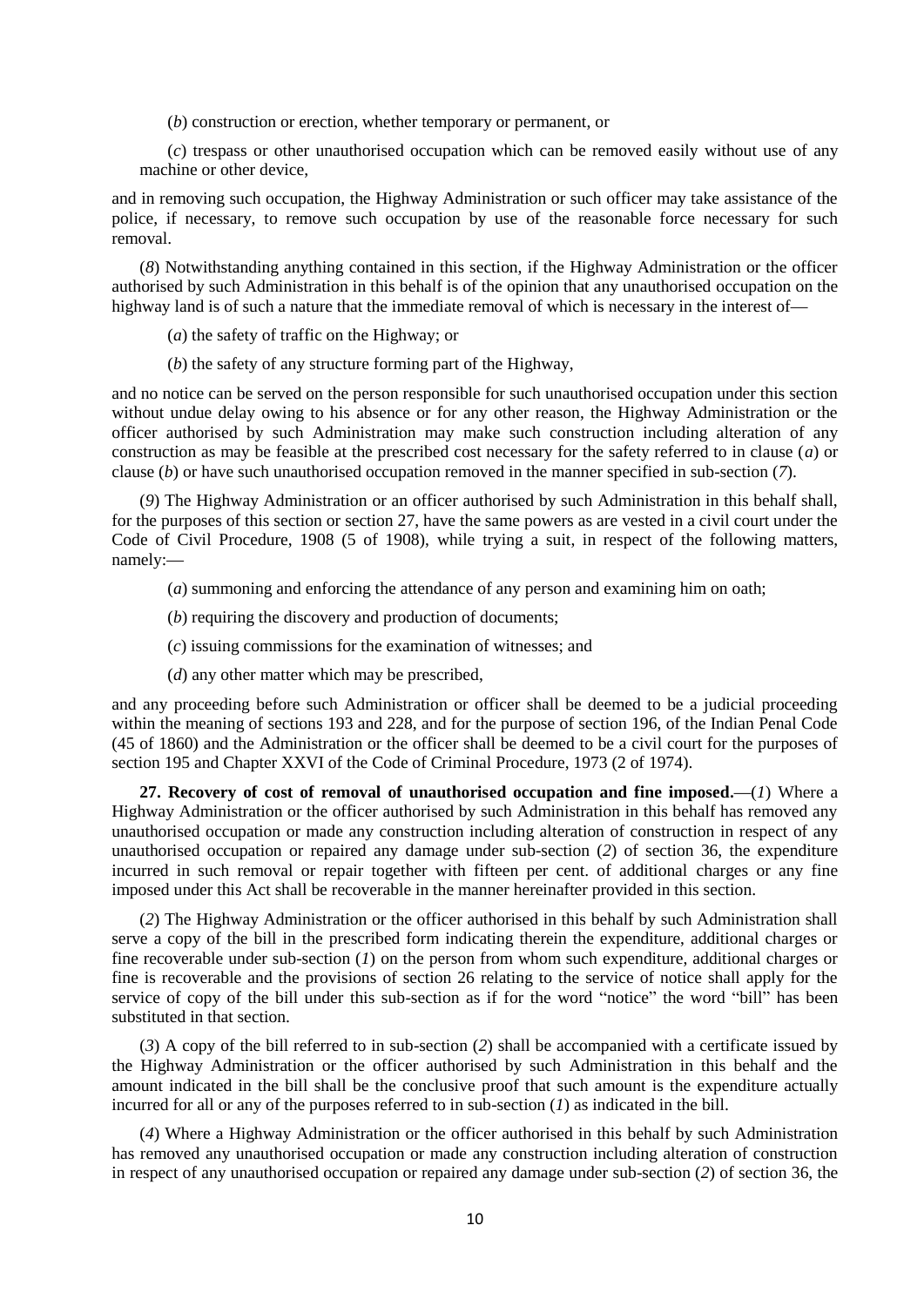(*b*) construction or erection, whether temporary or permanent, or

(*c*) trespass or other unauthorised occupation which can be removed easily without use of any machine or other device,

and in removing such occupation, the Highway Administration or such officer may take assistance of the police, if necessary, to remove such occupation by use of the reasonable force necessary for such removal.

(*8*) Notwithstanding anything contained in this section, if the Highway Administration or the officer authorised by such Administration in this behalf is of the opinion that any unauthorised occupation on the highway land is of such a nature that the immediate removal of which is necessary in the interest of—

(*a*) the safety of traffic on the Highway; or

(*b*) the safety of any structure forming part of the Highway,

and no notice can be served on the person responsible for such unauthorised occupation under this section without undue delay owing to his absence or for any other reason, the Highway Administration or the officer authorised by such Administration may make such construction including alteration of any construction as may be feasible at the prescribed cost necessary for the safety referred to in clause (*a*) or clause (*b*) or have such unauthorised occupation removed in the manner specified in sub-section (*7*).

(*9*) The Highway Administration or an officer authorised by such Administration in this behalf shall, for the purposes of this section or section 27, have the same powers as are vested in a civil court under the Code of Civil Procedure, 1908 (5 of 1908), while trying a suit, in respect of the following matters, namely:—

(*a*) summoning and enforcing the attendance of any person and examining him on oath;

(*b*) requiring the discovery and production of documents;

(*c*) issuing commissions for the examination of witnesses; and

(*d*) any other matter which may be prescribed,

and any proceeding before such Administration or officer shall be deemed to be a judicial proceeding within the meaning of sections 193 and 228, and for the purpose of section 196, of the Indian Penal Code (45 of 1860) and the Administration or the officer shall be deemed to be a civil court for the purposes of section 195 and Chapter XXVI of the Code of Criminal Procedure, 1973 (2 of 1974).

**27. Recovery of cost of removal of unauthorised occupation and fine imposed.**—(*1*) Where a Highway Administration or the officer authorised by such Administration in this behalf has removed any unauthorised occupation or made any construction including alteration of construction in respect of any unauthorised occupation or repaired any damage under sub-section (*2*) of section 36, the expenditure incurred in such removal or repair together with fifteen per cent. of additional charges or any fine imposed under this Act shall be recoverable in the manner hereinafter provided in this section.

(*2*) The Highway Administration or the officer authorised in this behalf by such Administration shall serve a copy of the bill in the prescribed form indicating therein the expenditure, additional charges or fine recoverable under sub-section (*1*) on the person from whom such expenditure, additional charges or fine is recoverable and the provisions of section 26 relating to the service of notice shall apply for the service of copy of the bill under this sub-section as if for the word "notice" the word "bill" has been substituted in that section.

(*3*) A copy of the bill referred to in sub-section (*2*) shall be accompanied with a certificate issued by the Highway Administration or the officer authorised by such Administration in this behalf and the amount indicated in the bill shall be the conclusive proof that such amount is the expenditure actually incurred for all or any of the purposes referred to in sub-section (*1*) as indicated in the bill.

(*4*) Where a Highway Administration or the officer authorised in this behalf by such Administration has removed any unauthorised occupation or made any construction including alteration of construction in respect of any unauthorised occupation or repaired any damage under sub-section (*2*) of section 36, the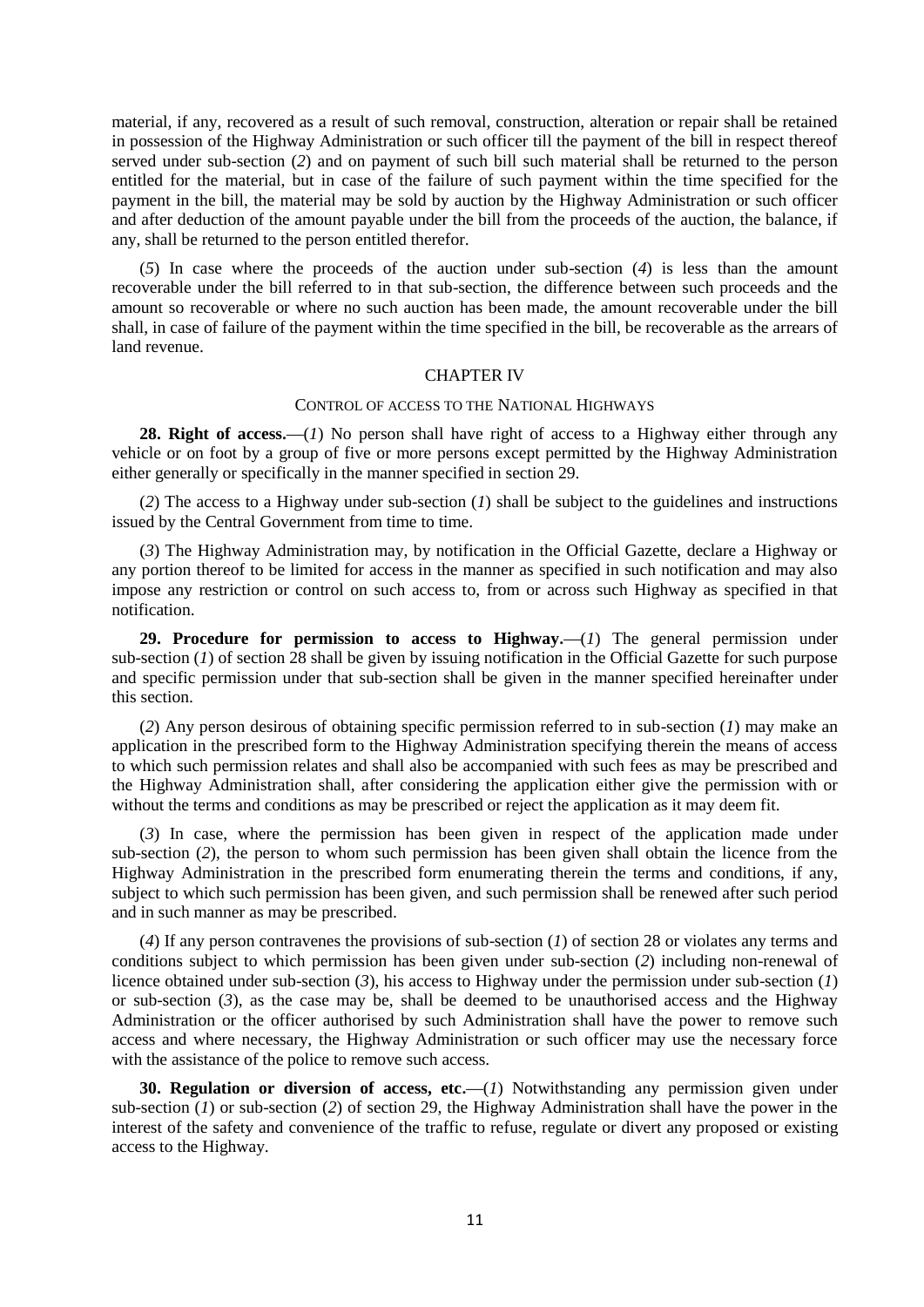material, if any, recovered as a result of such removal, construction, alteration or repair shall be retained in possession of the Highway Administration or such officer till the payment of the bill in respect thereof served under sub-section (*2*) and on payment of such bill such material shall be returned to the person entitled for the material, but in case of the failure of such payment within the time specified for the payment in the bill, the material may be sold by auction by the Highway Administration or such officer and after deduction of the amount payable under the bill from the proceeds of the auction, the balance, if any, shall be returned to the person entitled therefor.

(*5*) In case where the proceeds of the auction under sub-section (*4*) is less than the amount recoverable under the bill referred to in that sub-section, the difference between such proceeds and the amount so recoverable or where no such auction has been made, the amount recoverable under the bill shall, in case of failure of the payment within the time specified in the bill, be recoverable as the arrears of land revenue.

## CHAPTER IV

### CONTROL OF ACCESS TO THE NATIONAL HIGHWAYS

**28. Right of access.**—(*1*) No person shall have right of access to a Highway either through any vehicle or on foot by a group of five or more persons except permitted by the Highway Administration either generally or specifically in the manner specified in section 29.

(*2*) The access to a Highway under sub-section (*1*) shall be subject to the guidelines and instructions issued by the Central Government from time to time.

(*3*) The Highway Administration may, by notification in the Official Gazette, declare a Highway or any portion thereof to be limited for access in the manner as specified in such notification and may also impose any restriction or control on such access to, from or across such Highway as specified in that notification.

**29. Procedure for permission to access to Highway.**—(*1*) The general permission under sub-section (*1*) of section 28 shall be given by issuing notification in the Official Gazette for such purpose and specific permission under that sub-section shall be given in the manner specified hereinafter under this section.

(*2*) Any person desirous of obtaining specific permission referred to in sub-section (*1*) may make an application in the prescribed form to the Highway Administration specifying therein the means of access to which such permission relates and shall also be accompanied with such fees as may be prescribed and the Highway Administration shall, after considering the application either give the permission with or without the terms and conditions as may be prescribed or reject the application as it may deem fit.

(*3*) In case, where the permission has been given in respect of the application made under sub-section (*2*), the person to whom such permission has been given shall obtain the licence from the Highway Administration in the prescribed form enumerating therein the terms and conditions, if any, subject to which such permission has been given, and such permission shall be renewed after such period and in such manner as may be prescribed.

(*4*) If any person contravenes the provisions of sub-section (*1*) of section 28 or violates any terms and conditions subject to which permission has been given under sub-section (*2*) including non-renewal of licence obtained under sub-section (*3*), his access to Highway under the permission under sub-section (*1*) or sub-section (*3*), as the case may be, shall be deemed to be unauthorised access and the Highway Administration or the officer authorised by such Administration shall have the power to remove such access and where necessary, the Highway Administration or such officer may use the necessary force with the assistance of the police to remove such access.

**30. Regulation or diversion of access, etc.**—(*1*) Notwithstanding any permission given under sub-section (*1*) or sub-section (*2*) of section 29, the Highway Administration shall have the power in the interest of the safety and convenience of the traffic to refuse, regulate or divert any proposed or existing access to the Highway.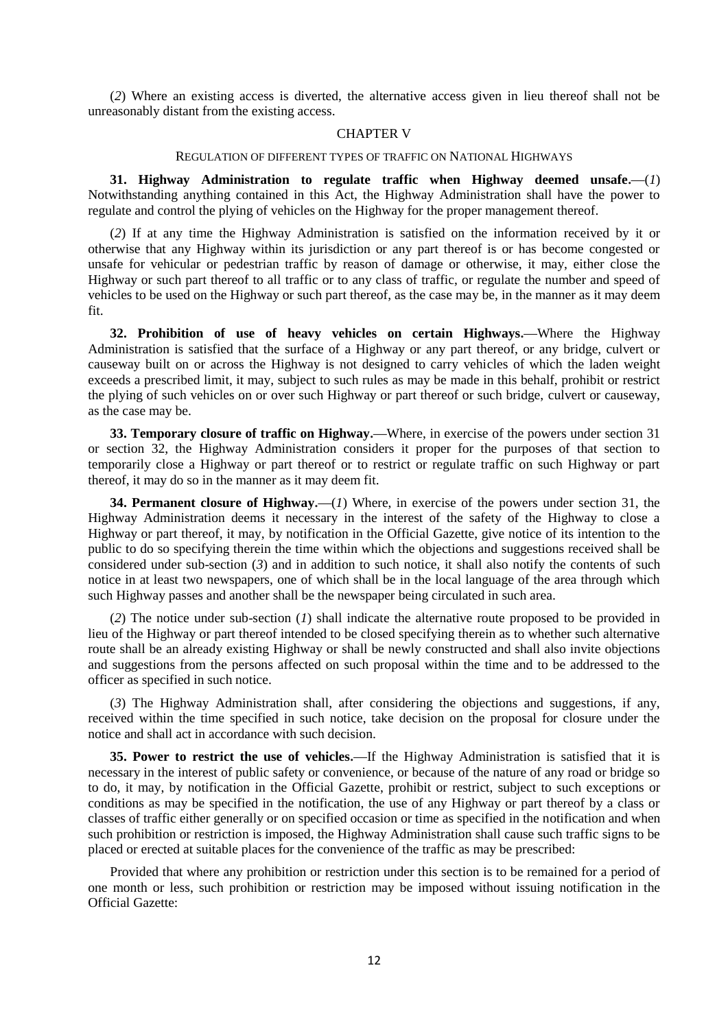(*2*) Where an existing access is diverted, the alternative access given in lieu thereof shall not be unreasonably distant from the existing access.

## CHAPTER V

### REGULATION OF DIFFERENT TYPES OF TRAFFIC ON NATIONAL HIGHWAYS

**31. Highway Administration to regulate traffic when Highway deemed unsafe.**—(*1*) Notwithstanding anything contained in this Act, the Highway Administration shall have the power to regulate and control the plying of vehicles on the Highway for the proper management thereof.

(*2*) If at any time the Highway Administration is satisfied on the information received by it or otherwise that any Highway within its jurisdiction or any part thereof is or has become congested or unsafe for vehicular or pedestrian traffic by reason of damage or otherwise, it may, either close the Highway or such part thereof to all traffic or to any class of traffic, or regulate the number and speed of vehicles to be used on the Highway or such part thereof, as the case may be, in the manner as it may deem fit.

**32. Prohibition of use of heavy vehicles on certain Highways.**—Where the Highway Administration is satisfied that the surface of a Highway or any part thereof, or any bridge, culvert or causeway built on or across the Highway is not designed to carry vehicles of which the laden weight exceeds a prescribed limit, it may, subject to such rules as may be made in this behalf, prohibit or restrict the plying of such vehicles on or over such Highway or part thereof or such bridge, culvert or causeway, as the case may be.

**33. Temporary closure of traffic on Highway.**—Where, in exercise of the powers under section 31 or section 32, the Highway Administration considers it proper for the purposes of that section to temporarily close a Highway or part thereof or to restrict or regulate traffic on such Highway or part thereof, it may do so in the manner as it may deem fit.

**34. Permanent closure of Highway.**—(*1*) Where, in exercise of the powers under section 31, the Highway Administration deems it necessary in the interest of the safety of the Highway to close a Highway or part thereof, it may, by notification in the Official Gazette, give notice of its intention to the public to do so specifying therein the time within which the objections and suggestions received shall be considered under sub-section (*3*) and in addition to such notice, it shall also notify the contents of such notice in at least two newspapers, one of which shall be in the local language of the area through which such Highway passes and another shall be the newspaper being circulated in such area.

(*2*) The notice under sub-section (*1*) shall indicate the alternative route proposed to be provided in lieu of the Highway or part thereof intended to be closed specifying therein as to whether such alternative route shall be an already existing Highway or shall be newly constructed and shall also invite objections and suggestions from the persons affected on such proposal within the time and to be addressed to the officer as specified in such notice.

(*3*) The Highway Administration shall, after considering the objections and suggestions, if any, received within the time specified in such notice, take decision on the proposal for closure under the notice and shall act in accordance with such decision.

**35. Power to restrict the use of vehicles.**—If the Highway Administration is satisfied that it is necessary in the interest of public safety or convenience, or because of the nature of any road or bridge so to do, it may, by notification in the Official Gazette, prohibit or restrict, subject to such exceptions or conditions as may be specified in the notification, the use of any Highway or part thereof by a class or classes of traffic either generally or on specified occasion or time as specified in the notification and when such prohibition or restriction is imposed, the Highway Administration shall cause such traffic signs to be placed or erected at suitable places for the convenience of the traffic as may be prescribed:

Provided that where any prohibition or restriction under this section is to be remained for a period of one month or less, such prohibition or restriction may be imposed without issuing notification in the Official Gazette: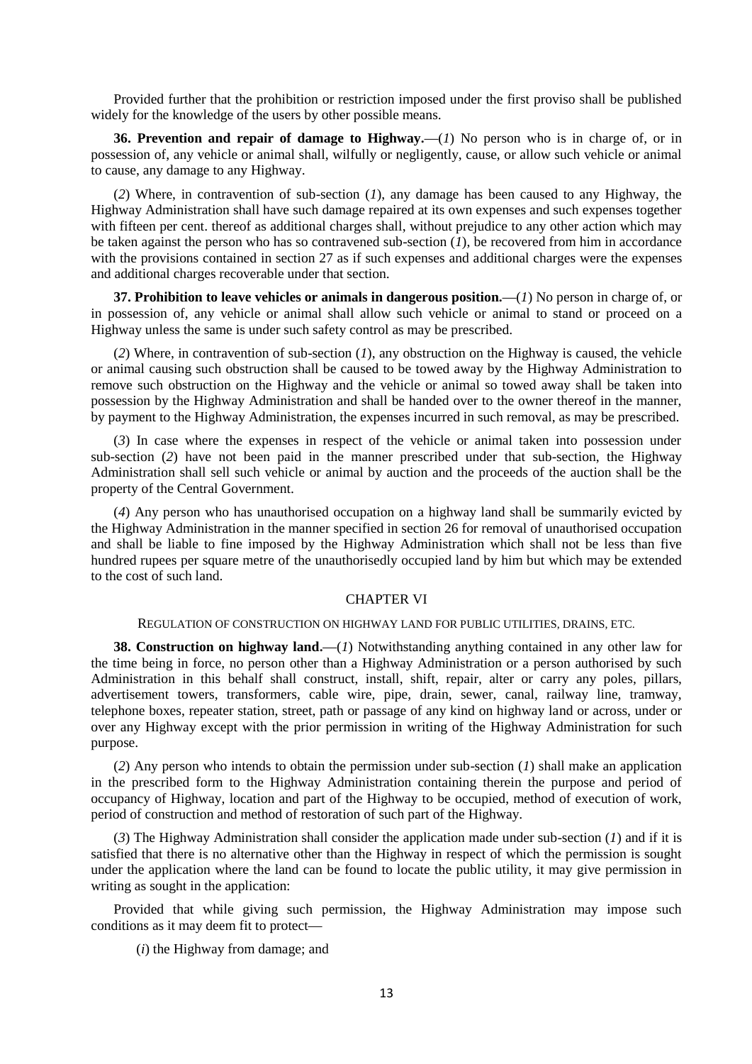Provided further that the prohibition or restriction imposed under the first proviso shall be published widely for the knowledge of the users by other possible means.

**36. Prevention and repair of damage to Highway.**—(*1*) No person who is in charge of, or in possession of, any vehicle or animal shall, wilfully or negligently, cause, or allow such vehicle or animal to cause, any damage to any Highway.

(*2*) Where, in contravention of sub-section (*1*), any damage has been caused to any Highway, the Highway Administration shall have such damage repaired at its own expenses and such expenses together with fifteen per cent. thereof as additional charges shall, without prejudice to any other action which may be taken against the person who has so contravened sub-section (*1*), be recovered from him in accordance with the provisions contained in section 27 as if such expenses and additional charges were the expenses and additional charges recoverable under that section.

**37. Prohibition to leave vehicles or animals in dangerous position.**—(*1*) No person in charge of, or in possession of, any vehicle or animal shall allow such vehicle or animal to stand or proceed on a Highway unless the same is under such safety control as may be prescribed.

(*2*) Where, in contravention of sub-section (*1*), any obstruction on the Highway is caused, the vehicle or animal causing such obstruction shall be caused to be towed away by the Highway Administration to remove such obstruction on the Highway and the vehicle or animal so towed away shall be taken into possession by the Highway Administration and shall be handed over to the owner thereof in the manner, by payment to the Highway Administration, the expenses incurred in such removal, as may be prescribed.

(*3*) In case where the expenses in respect of the vehicle or animal taken into possession under sub-section (*2*) have not been paid in the manner prescribed under that sub-section, the Highway Administration shall sell such vehicle or animal by auction and the proceeds of the auction shall be the property of the Central Government.

(*4*) Any person who has unauthorised occupation on a highway land shall be summarily evicted by the Highway Administration in the manner specified in section 26 for removal of unauthorised occupation and shall be liable to fine imposed by the Highway Administration which shall not be less than five hundred rupees per square metre of the unauthorisedly occupied land by him but which may be extended to the cost of such land.

## CHAPTER VI

### REGULATION OF CONSTRUCTION ON HIGHWAY LAND FOR PUBLIC UTILITIES, DRAINS, ETC.

**38. Construction on highway land.**—(*1*) Notwithstanding anything contained in any other law for the time being in force, no person other than a Highway Administration or a person authorised by such Administration in this behalf shall construct, install, shift, repair, alter or carry any poles, pillars, advertisement towers, transformers, cable wire, pipe, drain, sewer, canal, railway line, tramway, telephone boxes, repeater station, street, path or passage of any kind on highway land or across, under or over any Highway except with the prior permission in writing of the Highway Administration for such purpose.

(*2*) Any person who intends to obtain the permission under sub-section (*1*) shall make an application in the prescribed form to the Highway Administration containing therein the purpose and period of occupancy of Highway, location and part of the Highway to be occupied, method of execution of work, period of construction and method of restoration of such part of the Highway.

(*3*) The Highway Administration shall consider the application made under sub-section (*1*) and if it is satisfied that there is no alternative other than the Highway in respect of which the permission is sought under the application where the land can be found to locate the public utility, it may give permission in writing as sought in the application:

Provided that while giving such permission, the Highway Administration may impose such conditions as it may deem fit to protect—

(*i*) the Highway from damage; and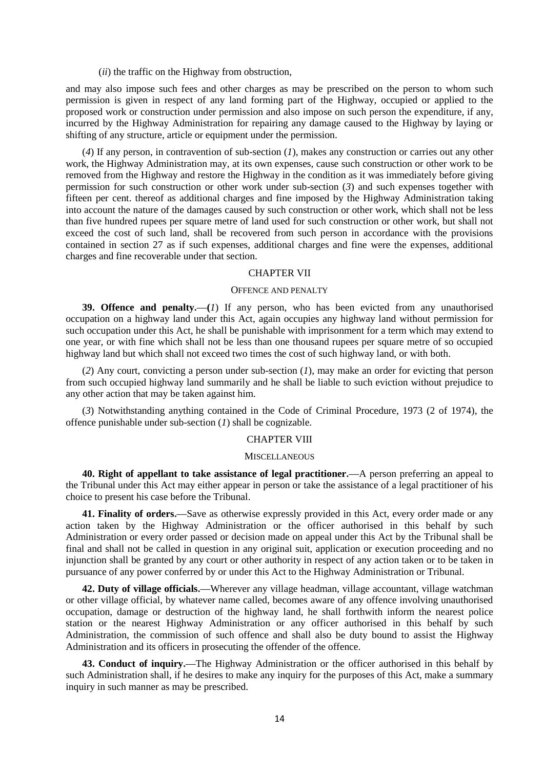(*ii*) the traffic on the Highway from obstruction,

and may also impose such fees and other charges as may be prescribed on the person to whom such permission is given in respect of any land forming part of the Highway, occupied or applied to the proposed work or construction under permission and also impose on such person the expenditure, if any, incurred by the Highway Administration for repairing any damage caused to the Highway by laying or shifting of any structure, article or equipment under the permission.

(*4*) If any person, in contravention of sub-section (*1*), makes any construction or carries out any other work, the Highway Administration may, at its own expenses, cause such construction or other work to be removed from the Highway and restore the Highway in the condition as it was immediately before giving permission for such construction or other work under sub-section (*3*) and such expenses together with fifteen per cent. thereof as additional charges and fine imposed by the Highway Administration taking into account the nature of the damages caused by such construction or other work, which shall not be less than five hundred rupees per square metre of land used for such construction or other work, but shall not exceed the cost of such land, shall be recovered from such person in accordance with the provisions contained in section 27 as if such expenses, additional charges and fine were the expenses, additional charges and fine recoverable under that section.

## CHAPTER VII

### OFFENCE AND PENALTY

**39. Offence and penalty.—(*1*)** If any person, who has been evicted from any unauthorised occupation on a highway land under this Act, again occupies any highway land without permission for such occupation under this Act, he shall be punishable with imprisonment for a term which may extend to one year, or with fine which shall not be less than one thousand rupees per square metre of so occupied highway land but which shall not exceed two times the cost of such highway land, or with both.

(*2*) Any court, convicting a person under sub-section (*1*), may make an order for evicting that person from such occupied highway land summarily and he shall be liable to such eviction without prejudice to any other action that may be taken against him.

(*3*) Notwithstanding anything contained in the Code of Criminal Procedure, 1973 (2 of 1974), the offence punishable under sub-section (*1*) shall be cognizable.

## CHAPTER VIII

### MISCELLANEOUS

**40. Right of appellant to take assistance of legal practitioner.**—A person preferring an appeal to the Tribunal under this Act may either appear in person or take the assistance of a legal practitioner of his choice to present his case before the Tribunal.

**41. Finality of orders.**—Save as otherwise expressly provided in this Act, every order made or any action taken by the Highway Administration or the officer authorised in this behalf by such Administration or every order passed or decision made on appeal under this Act by the Tribunal shall be final and shall not be called in question in any original suit, application or execution proceeding and no injunction shall be granted by any court or other authority in respect of any action taken or to be taken in pursuance of any power conferred by or under this Act to the Highway Administration or Tribunal.

**42. Duty of village officials.**—Wherever any village headman, village accountant, village watchman or other village official, by whatever name called, becomes aware of any offence involving unauthorised occupation, damage or destruction of the highway land, he shall forthwith inform the nearest police station or the nearest Highway Administration or any officer authorised in this behalf by such Administration, the commission of such offence and shall also be duty bound to assist the Highway Administration and its officers in prosecuting the offender of the offence.

**43. Conduct of inquiry.**—The Highway Administration or the officer authorised in this behalf by such Administration shall, if he desires to make any inquiry for the purposes of this Act, make a summary inquiry in such manner as may be prescribed.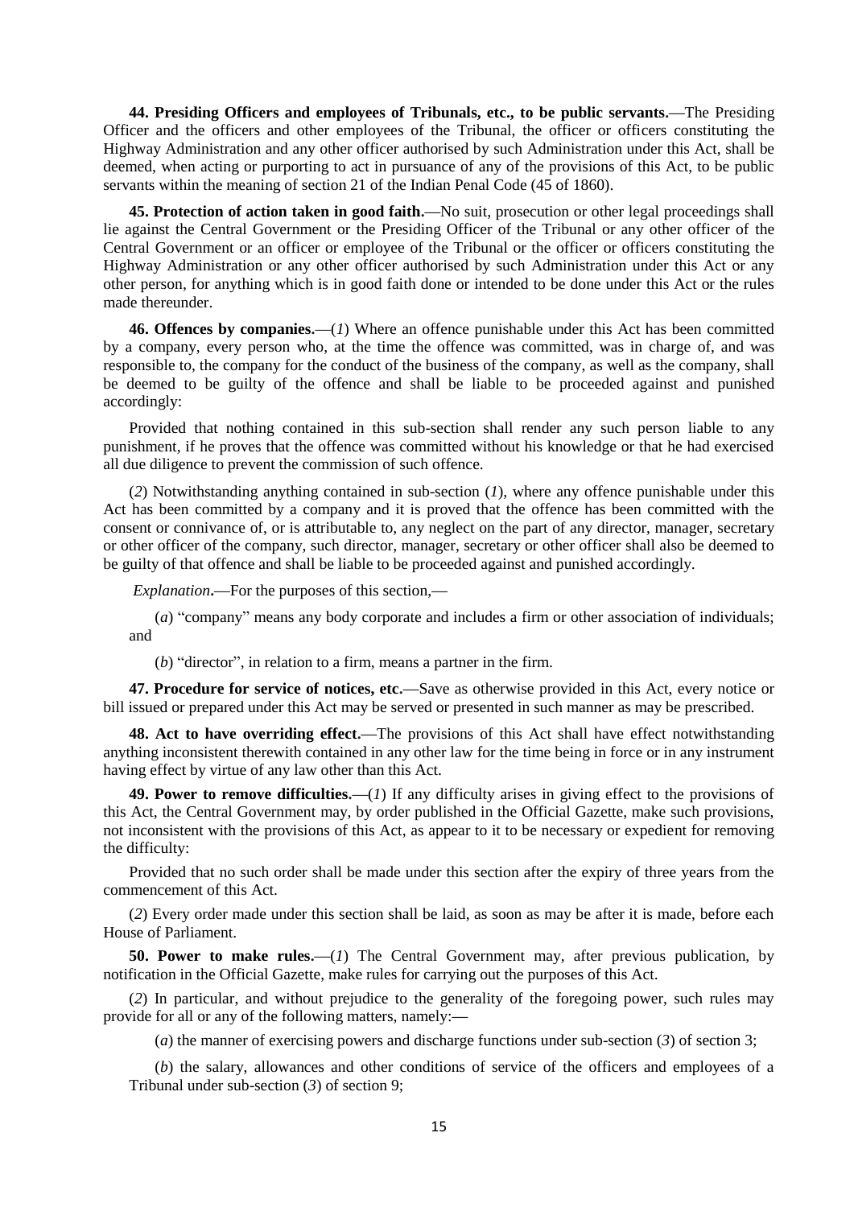**44. Presiding Officers and employees of Tribunals, etc., to be public servants.**—The Presiding Officer and the officers and other employees of the Tribunal, the officer or officers constituting the Highway Administration and any other officer authorised by such Administration under this Act, shall be deemed, when acting or purporting to act in pursuance of any of the provisions of this Act, to be public servants within the meaning of section 21 of the Indian Penal Code (45 of 1860).

**45. Protection of action taken in good faith.**—No suit, prosecution or other legal proceedings shall lie against the Central Government or the Presiding Officer of the Tribunal or any other officer of the Central Government or an officer or employee of the Tribunal or the officer or officers constituting the Highway Administration or any other officer authorised by such Administration under this Act or any other person, for anything which is in good faith done or intended to be done under this Act or the rules made thereunder.

**46. Offences by companies.**—(*1*) Where an offence punishable under this Act has been committed by a company, every person who, at the time the offence was committed, was in charge of, and was responsible to, the company for the conduct of the business of the company, as well as the company, shall be deemed to be guilty of the offence and shall be liable to be proceeded against and punished accordingly:

Provided that nothing contained in this sub-section shall render any such person liable to any punishment, if he proves that the offence was committed without his knowledge or that he had exercised all due diligence to prevent the commission of such offence.

(*2*) Notwithstanding anything contained in sub-section (*1*), where any offence punishable under this Act has been committed by a company and it is proved that the offence has been committed with the consent or connivance of, or is attributable to, any neglect on the part of any director, manager, secretary or other officer of the company, such director, manager, secretary or other officer shall also be deemed to be guilty of that offence and shall be liable to be proceeded against and punished accordingly.

*Explanation*.—For the purposes of this section,—

(*a*) "company" means any body corporate and includes a firm or other association of individuals; and

(*b*) "director", in relation to a firm, means a partner in the firm.

**47. Procedure for service of notices, etc.**—Save as otherwise provided in this Act, every notice or bill issued or prepared under this Act may be served or presented in such manner as may be prescribed.

**48. Act to have overriding effect.**—The provisions of this Act shall have effect notwithstanding anything inconsistent therewith contained in any other law for the time being in force or in any instrument having effect by virtue of any law other than this Act.

**49. Power to remove difficulties.**—(*1*) If any difficulty arises in giving effect to the provisions of this Act, the Central Government may, by order published in the Official Gazette, make such provisions, not inconsistent with the provisions of this Act, as appear to it to be necessary or expedient for removing the difficulty:

Provided that no such order shall be made under this section after the expiry of three years from the commencement of this Act.

(*2*) Every order made under this section shall be laid, as soon as may be after it is made, before each House of Parliament.

**50. Power to make rules.**—(*1*) The Central Government may, after previous publication, by notification in the Official Gazette, make rules for carrying out the purposes of this Act.

(*2*) In particular, and without prejudice to the generality of the foregoing power, such rules may provide for all or any of the following matters, namely:—

(*a*) the manner of exercising powers and discharge functions under sub-section (*3*) of section 3;

(*b*) the salary, allowances and other conditions of service of the officers and employees of a Tribunal under sub-section (*3*) of section 9;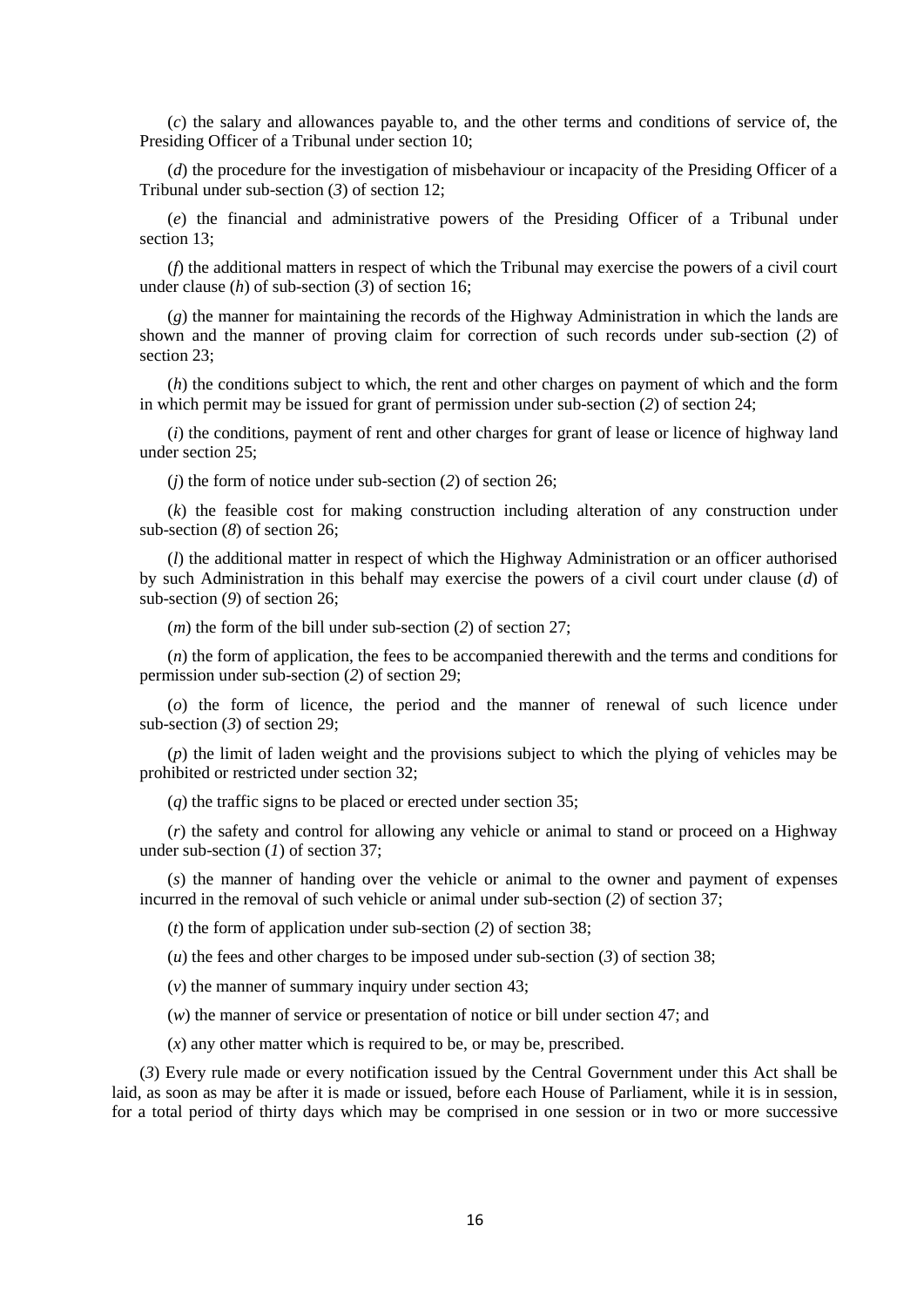(*c*) the salary and allowances payable to, and the other terms and conditions of service of, the Presiding Officer of a Tribunal under section 10;

(*d*) the procedure for the investigation of misbehaviour or incapacity of the Presiding Officer of a Tribunal under sub-section (*3*) of section 12;

(*e*) the financial and administrative powers of the Presiding Officer of a Tribunal under section 13;

(*f*) the additional matters in respect of which the Tribunal may exercise the powers of a civil court under clause (*h*) of sub-section (*3*) of section 16;

(*g*) the manner for maintaining the records of the Highway Administration in which the lands are shown and the manner of proving claim for correction of such records under sub-section (*2*) of section 23;

(*h*) the conditions subject to which, the rent and other charges on payment of which and the form in which permit may be issued for grant of permission under sub-section (*2*) of section 24;

(*i*) the conditions, payment of rent and other charges for grant of lease or licence of highway land under section 25;

(*j*) the form of notice under sub-section (*2*) of section 26;

(*k*) the feasible cost for making construction including alteration of any construction under sub-section (*8*) of section 26;

(*l*) the additional matter in respect of which the Highway Administration or an officer authorised by such Administration in this behalf may exercise the powers of a civil court under clause (*d*) of sub-section (*9*) of section 26;

(*m*) the form of the bill under sub-section (*2*) of section 27;

(*n*) the form of application, the fees to be accompanied therewith and the terms and conditions for permission under sub-section (*2*) of section 29;

(*o*) the form of licence, the period and the manner of renewal of such licence under sub-section (*3*) of section 29;

(*p*) the limit of laden weight and the provisions subject to which the plying of vehicles may be prohibited or restricted under section 32;

(*q*) the traffic signs to be placed or erected under section 35;

(*r*) the safety and control for allowing any vehicle or animal to stand or proceed on a Highway under sub-section (*1*) of section 37;

(*s*) the manner of handing over the vehicle or animal to the owner and payment of expenses incurred in the removal of such vehicle or animal under sub-section (*2*) of section 37;

(*t*) the form of application under sub-section (*2*) of section 38;

(*u*) the fees and other charges to be imposed under sub-section (*3*) of section 38;

(*v*) the manner of summary inquiry under section 43;

(*w*) the manner of service or presentation of notice or bill under section 47; and

(*x*) any other matter which is required to be, or may be, prescribed.

(*3*) Every rule made or every notification issued by the Central Government under this Act shall be laid, as soon as may be after it is made or issued, before each House of Parliament, while it is in session, for a total period of thirty days which may be comprised in one session or in two or more successive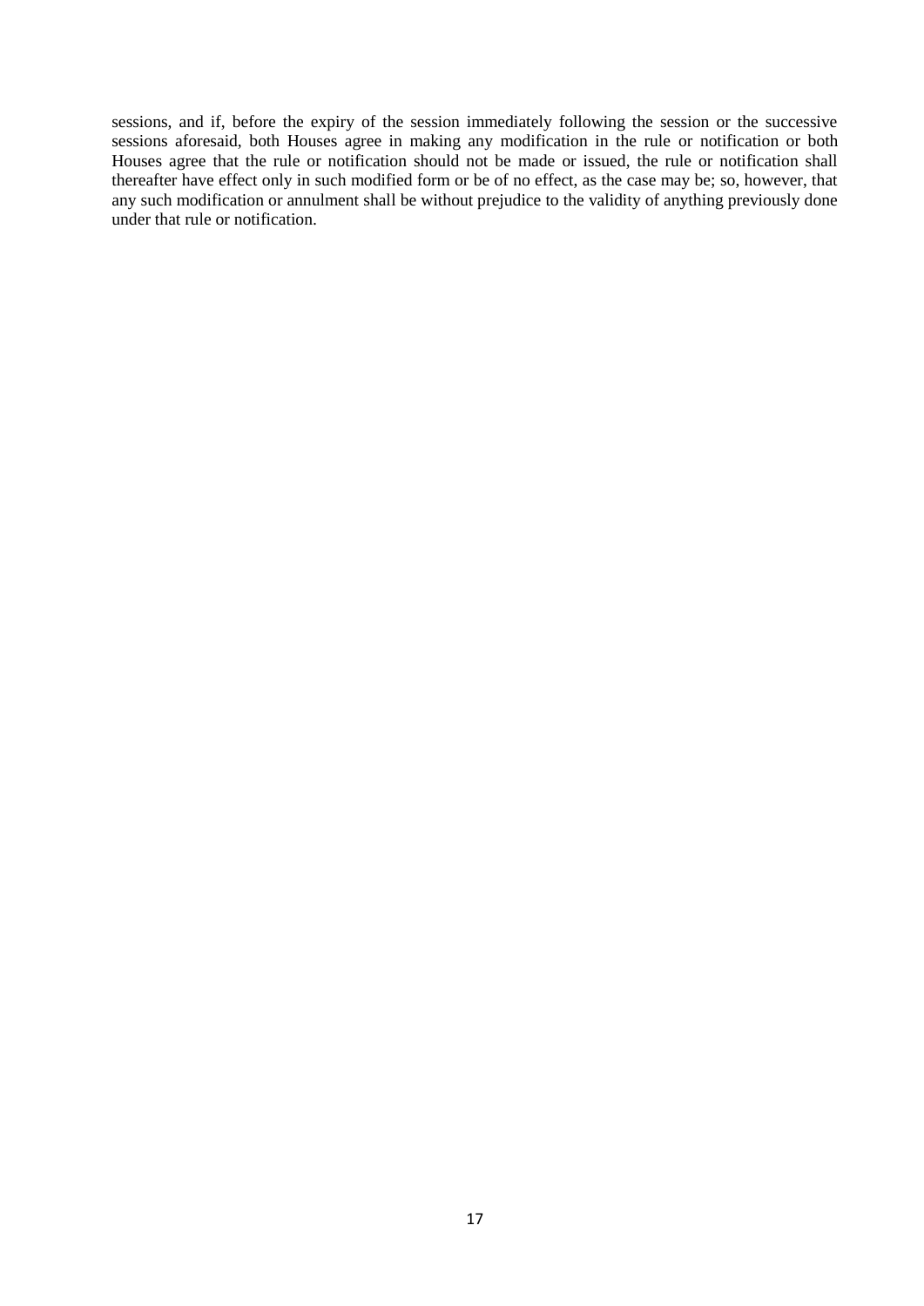sessions, and if, before the expiry of the session immediately following the session or the successive sessions aforesaid, both Houses agree in making any modification in the rule or notification or both Houses agree that the rule or notification should not be made or issued, the rule or notification shall thereafter have effect only in such modified form or be of no effect, as the case may be; so, however, that any such modification or annulment shall be without prejudice to the validity of anything previously done under that rule or notification.